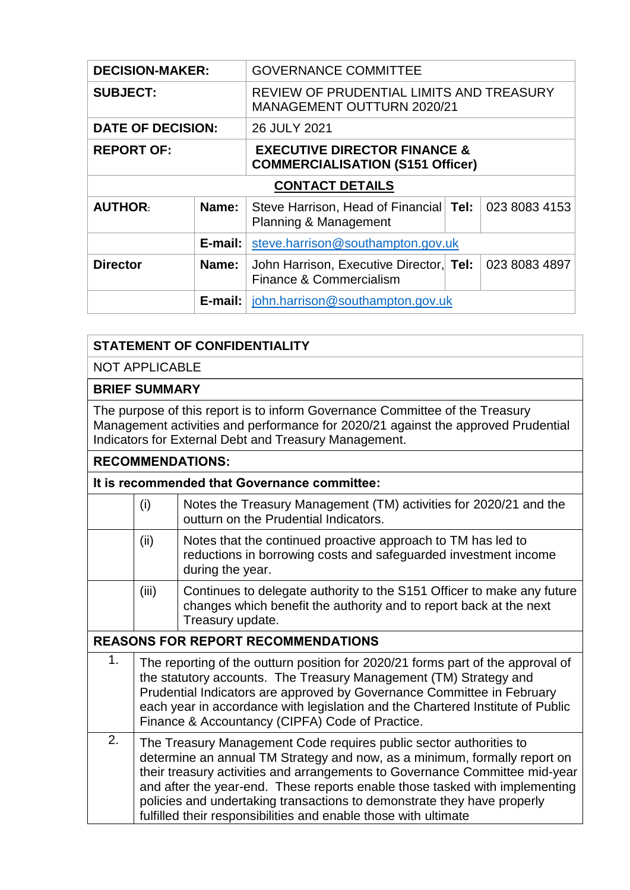| | | | | |
|---|---|---|---|---|
| **DECISION-MAKER:** | | GOVERNANCE COMMITTEE | | |
| **SUBJECT:** | | REVIEW OF PRUDENTIAL LIMITS AND TREASURY MANAGEMENT OUTTURN 2020/21 | | |
| **DATE OF DECISION:** | | 26 JULY 2021 | | |
| **REPORT OF:** | | **EXECUTIVE DIRECTOR FINANCE & COMMERCIALISATION (S151 Officer)** | | |
| **CONTACT DETAILS** | | | | |
| **AUTHOR:** | **Name:** | Steve Harrison, Head of Financial Planning & Management | **Tel:** | 023 8083 4153 |
| | **E-mail:** | steve.harrison@southampton.gov.uk | | |
| **Director** | **Name:** | John Harrison, Executive Director, Finance & Commercialism | **Tel:** | 023 8083 4897 |
| | **E-mail:** | john.harrison@southampton.gov.uk | | |

| | | |
|---|---|---|
| **STATEMENT OF CONFIDENTIALITY** | | |
| NOT APPLICABLE | | |
| **BRIEF SUMMARY** | | |
| The purpose of this report is to inform Governance Committee of the Treasury Management activities and performance for 2020/21 against the approved Prudential Indicators for External Debt and Treasury Management. | | |
| **RECOMMENDATIONS:** | | |
| **It is recommended that Governance committee:** | | |
| | (i) | Notes the Treasury Management (TM) activities for 2020/21 and the outturn on the Prudential Indicators. |
| | (ii) | Notes that the continued proactive approach to TM has led to reductions in borrowing costs and safeguarded investment income during the year. |
| | (iii) | Continues to delegate authority to the S151 Officer to make any future changes which benefit the authority and to report back at the next Treasury update. |
| **REASONS FOR REPORT RECOMMENDATIONS** | | |
| 1. | The reporting of the outturn position for 2020/21 forms part of the approval of the statutory accounts. The Treasury Management (TM) Strategy and Prudential Indicators are approved by Governance Committee in February each year in accordance with legislation and the Chartered Institute of Public Finance & Accountancy (CIPFA) Code of Practice. | |
| 2. | The Treasury Management Code requires public sector authorities to determine an annual TM Strategy and now, as a minimum, formally report on their treasury activities and arrangements to Governance Committee mid-year and after the year-end. These reports enable those tasked with implementing policies and undertaking transactions to demonstrate they have properly fulfilled their responsibilities and enable those with ultimate | |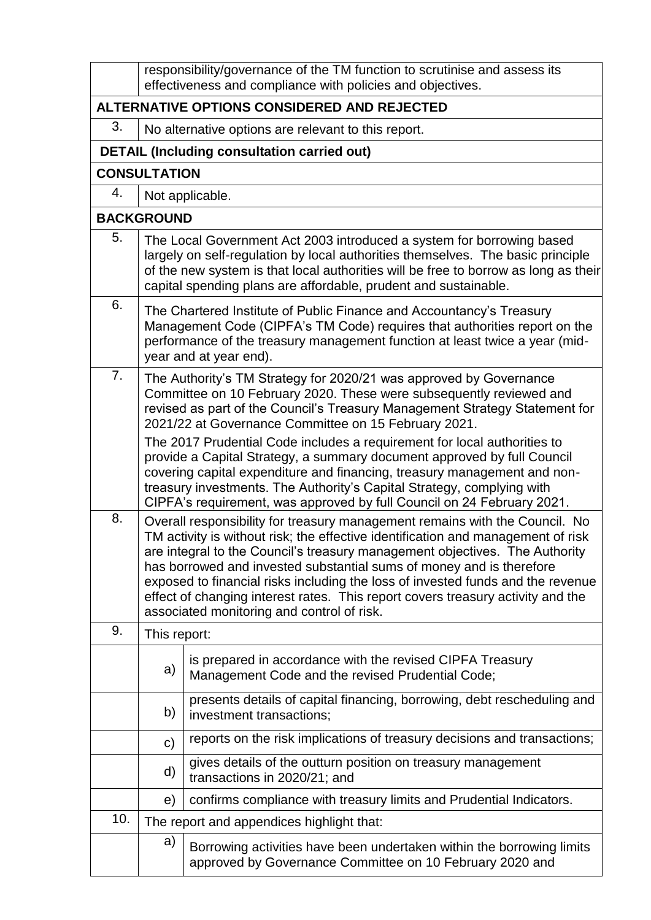| | |
|---|---|
| | responsibility/governance of the TM function to scrutinise and assess its effectiveness and compliance with policies and objectives. |

**ALTERNATIVE OPTIONS CONSIDERED AND REJECTED**

| | |
|---|---|
| 3. | No alternative options are relevant to this report. |

**DETAIL (Including consultation carried out)**

**CONSULTATION**

| | |
|---|---|
| 4. | Not applicable. |

**BACKGROUND**

| | |
|---|---|
| 5. | The Local Government Act 2003 introduced a system for borrowing based largely on self-regulation by local authorities themselves. The basic principle of the new system is that local authorities will be free to borrow as long as their capital spending plans are affordable, prudent and sustainable. |
| 6. | The Chartered Institute of Public Finance and Accountancy's Treasury Management Code (CIPFA's TM Code) requires that authorities report on the performance of the treasury management function at least twice a year (mid-year and at year end). |
| 7. | The Authority's TM Strategy for 2020/21 was approved by Governance Committee on 10 February 2020. These were subsequently reviewed and revised as part of the Council's Treasury Management Strategy Statement for 2021/22 at Governance Committee on 15 February 2021.<br><br>The 2017 Prudential Code includes a requirement for local authorities to provide a Capital Strategy, a summary document approved by full Council covering capital expenditure and financing, treasury management and non-treasury investments. The Authority's Capital Strategy, complying with CIPFA's requirement, was approved by full Council on 24 February 2021. |
| 8. | Overall responsibility for treasury management remains with the Council. No TM activity is without risk; the effective identification and management of risk are integral to the Council's treasury management objectives. The Authority has borrowed and invested substantial sums of money and is therefore exposed to financial risks including the loss of invested funds and the revenue effect of changing interest rates. This report covers treasury activity and the associated monitoring and control of risk. |
| 9. | This report: |

| | | |
|---|---|---|
| | a) | is prepared in accordance with the revised CIPFA Treasury Management Code and the revised Prudential Code; |
| | b) | presents details of capital financing, borrowing, debt rescheduling and investment transactions; |
| | c) | reports on the risk implications of treasury decisions and transactions; |
| | d) | gives details of the outturn position on treasury management transactions in 2020/21; and |
| | e) | confirms compliance with treasury limits and Prudential Indicators. |

| | |
|---|---|
| 10. | The report and appendices highlight that: |

| | | |
|---|---|---|
| | a) | Borrowing activities have been undertaken within the borrowing limits approved by Governance Committee on 10 February 2020 and |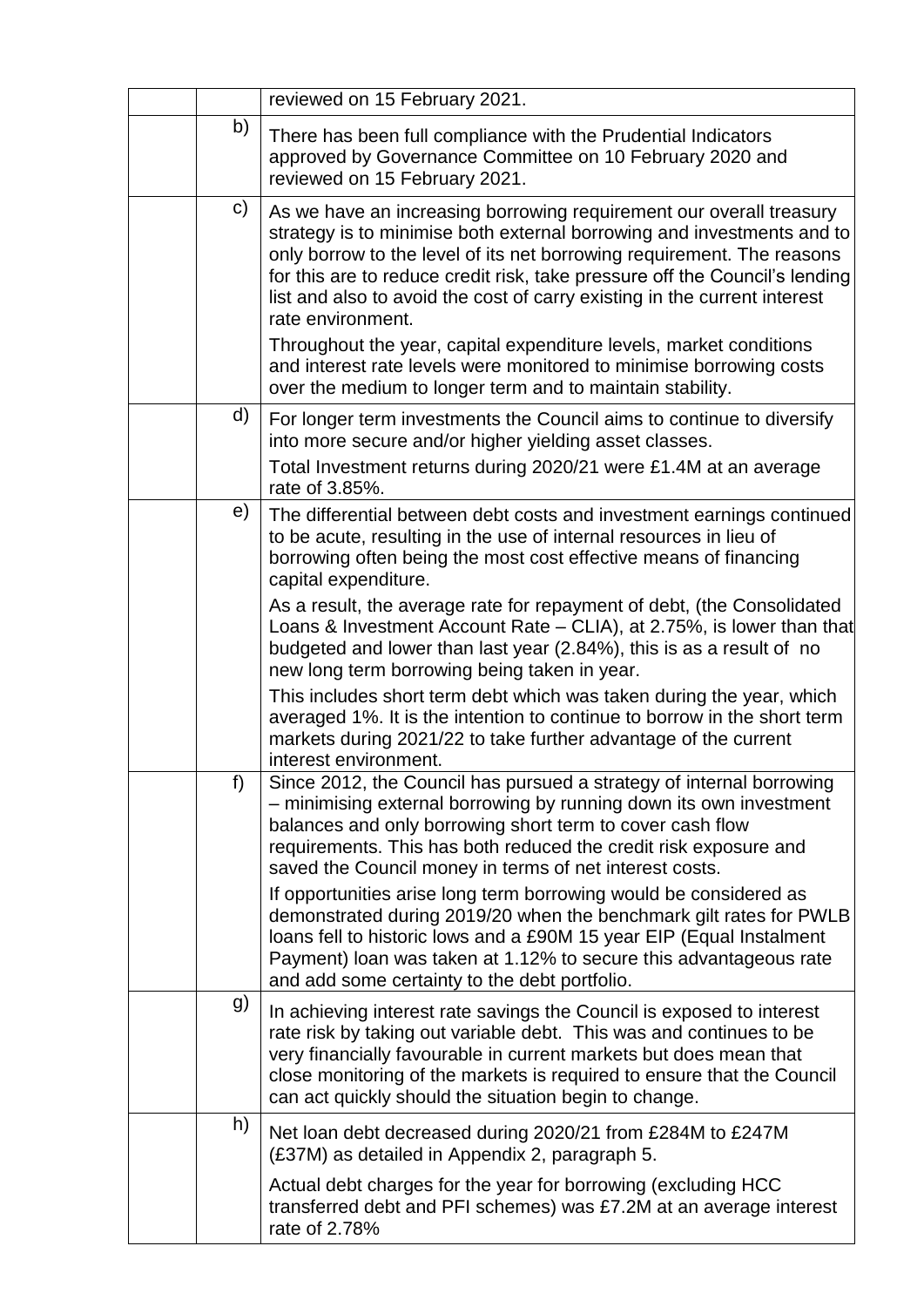| | | |
|---|---|---|
| | | reviewed on 15 February 2021. |
| | b) | There has been full compliance with the Prudential Indicators approved by Governance Committee on 10 February 2020 and reviewed on 15 February 2021. |
| | c) | As we have an increasing borrowing requirement our overall treasury strategy is to minimise both external borrowing and investments and to only borrow to the level of its net borrowing requirement. The reasons for this are to reduce credit risk, take pressure off the Council's lending list and also to avoid the cost of carry existing in the current interest rate environment.<br><br>Throughout the year, capital expenditure levels, market conditions and interest rate levels were monitored to minimise borrowing costs over the medium to longer term and to maintain stability. |
| | d) | For longer term investments the Council aims to continue to diversify into more secure and/or higher yielding asset classes.<br><br>Total Investment returns during 2020/21 were £1.4M at an average rate of 3.85%. |
| | e) | The differential between debt costs and investment earnings continued to be acute, resulting in the use of internal resources in lieu of borrowing often being the most cost effective means of financing capital expenditure.<br><br>As a result, the average rate for repayment of debt, (the Consolidated Loans & Investment Account Rate – CLIA), at 2.75%, is lower than that budgeted and lower than last year (2.84%), this is as a result of no new long term borrowing being taken in year.<br><br>This includes short term debt which was taken during the year, which averaged 1%. It is the intention to continue to borrow in the short term markets during 2021/22 to take further advantage of the current interest environment. |
| | f) | Since 2012, the Council has pursued a strategy of internal borrowing – minimising external borrowing by running down its own investment balances and only borrowing short term to cover cash flow requirements. This has both reduced the credit risk exposure and saved the Council money in terms of net interest costs.<br><br>If opportunities arise long term borrowing would be considered as demonstrated during 2019/20 when the benchmark gilt rates for PWLB loans fell to historic lows and a £90M 15 year EIP (Equal Instalment Payment) loan was taken at 1.12% to secure this advantageous rate and add some certainty to the debt portfolio. |
| | g) | In achieving interest rate savings the Council is exposed to interest rate risk by taking out variable debt. This was and continues to be very financially favourable in current markets but does mean that close monitoring of the markets is required to ensure that the Council can act quickly should the situation begin to change. |
| | h) | Net loan debt decreased during 2020/21 from £284M to £247M (£37M) as detailed in Appendix 2, paragraph 5.<br><br>Actual debt charges for the year for borrowing (excluding HCC transferred debt and PFI schemes) was £7.2M at an average interest rate of 2.78% |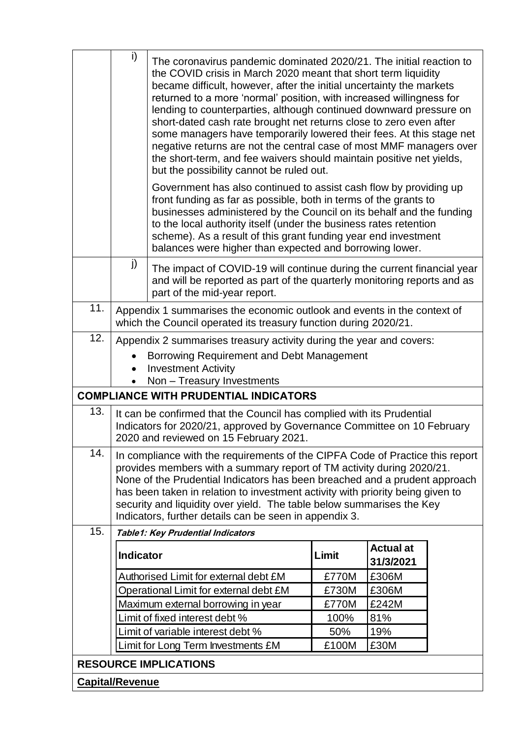i) The coronavirus pandemic dominated 2020/21. The initial reaction to the COVID crisis in March 2020 meant that short term liquidity became difficult, however, after the initial uncertainty the markets returned to a more 'normal' position, with increased willingness for lending to counterparties, although continued downward pressure on short-dated cash rate brought net returns close to zero even after some managers have temporarily lowered their fees. At this stage net negative returns are not the central case of most MMF managers over the short-term, and fee waivers should maintain positive net yields, but the possibility cannot be ruled out.

Government has also continued to assist cash flow by providing up front funding as far as possible, both in terms of the grants to businesses administered by the Council on its behalf and the funding to the local authority itself (under the business rates retention scheme). As a result of this grant funding year end investment balances were higher than expected and borrowing lower.

j) The impact of COVID-19 will continue during the current financial year and will be reported as part of the quarterly monitoring reports and as part of the mid-year report.

11. Appendix 1 summarises the economic outlook and events in the context of which the Council operated its treasury function during 2020/21.

12. Appendix 2 summarises treasury activity during the year and covers:

- Borrowing Requirement and Debt Management
- Investment Activity
- Non – Treasury Investments

## COMPLIANCE WITH PRUDENTIAL INDICATORS

13. It can be confirmed that the Council has complied with its Prudential Indicators for 2020/21, approved by Governance Committee on 10 February 2020 and reviewed on 15 February 2021.

14. In compliance with the requirements of the CIPFA Code of Practice this report provides members with a summary report of TM activity during 2020/21. None of the Prudential Indicators has been breached and a prudent approach has been taken in relation to investment activity with priority being given to security and liquidity over yield. The table below summarises the Key Indicators, further details can be seen in appendix 3.

15. ***Table1: Key Prudential Indicators***

| Indicator | Limit | Actual at 31/3/2021 |
|---|---|---|
| Authorised Limit for external debt £M | £770M | £306M |
| Operational Limit for external debt £M | £730M | £306M |
| Maximum external borrowing in year | £770M | £242M |
| Limit of fixed interest debt % | 100% | 81% |
| Limit of variable interest debt % | 50% | 19% |
| Limit for Long Term Investments £M | £100M | £30M |

## RESOURCE IMPLICATIONS

**Capital/Revenue**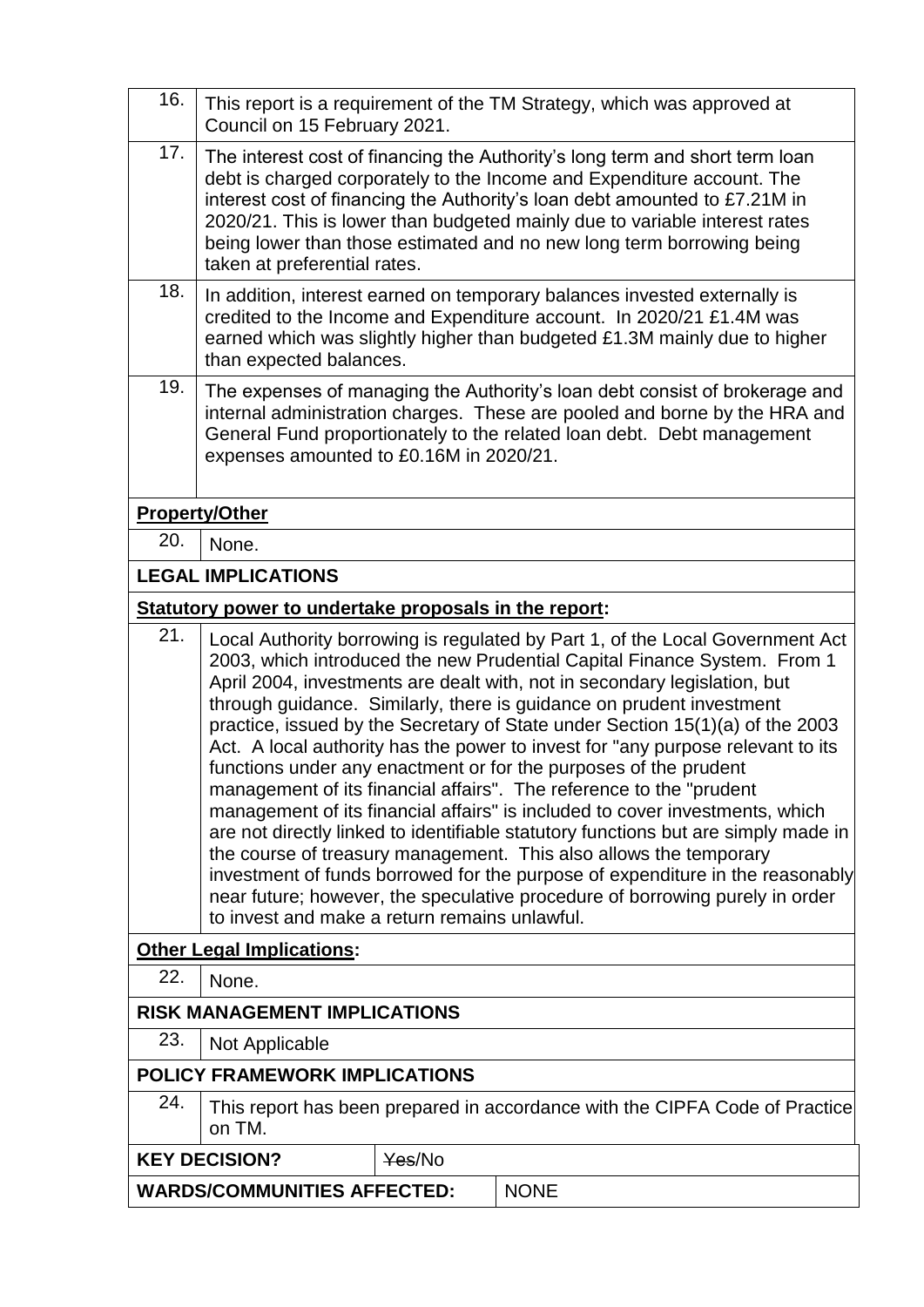| | |
|---|---|
| 16. | This report is a requirement of the TM Strategy, which was approved at Council on 15 February 2021. |
| 17. | The interest cost of financing the Authority's long term and short term loan debt is charged corporately to the Income and Expenditure account. The interest cost of financing the Authority's loan debt amounted to £7.21M in 2020/21. This is lower than budgeted mainly due to variable interest rates being lower than those estimated and no new long term borrowing being taken at preferential rates. |
| 18. | In addition, interest earned on temporary balances invested externally is credited to the Income and Expenditure account. In 2020/21 £1.4M was earned which was slightly higher than budgeted £1.3M mainly due to higher than expected balances. |
| 19. | The expenses of managing the Authority's loan debt consist of brokerage and internal administration charges. These are pooled and borne by the HRA and General Fund proportionately to the related loan debt. Debt management expenses amounted to £0.16M in 2020/21. |

**Property/Other**

| | |
|---|---|
| 20. | None. |

**LEGAL IMPLICATIONS**

**Statutory power to undertake proposals in the report:**

| | |
|---|---|
| 21. | Local Authority borrowing is regulated by Part 1, of the Local Government Act 2003, which introduced the new Prudential Capital Finance System. From 1 April 2004, investments are dealt with, not in secondary legislation, but through guidance. Similarly, there is guidance on prudent investment practice, issued by the Secretary of State under Section 15(1)(a) of the 2003 Act. A local authority has the power to invest for "any purpose relevant to its functions under any enactment or for the purposes of the prudent management of its financial affairs". The reference to the "prudent management of its financial affairs" is included to cover investments, which are not directly linked to identifiable statutory functions but are simply made in the course of treasury management. This also allows the temporary investment of funds borrowed for the purpose of expenditure in the reasonably near future; however, the speculative procedure of borrowing purely in order to invest and make a return remains unlawful. |

**Other Legal Implications:**

| | |
|---|---|
| 22. | None. |

**RISK MANAGEMENT IMPLICATIONS**

| | |
|---|---|
| 23. | Not Applicable |

**POLICY FRAMEWORK IMPLICATIONS**

| | |
|---|---|
| 24. | This report has been prepared in accordance with the CIPFA Code of Practice on TM. |

| | |
|---|---|
| **KEY DECISION?** | ~~Yes~~/No |
| **WARDS/COMMUNITIES AFFECTED:** | NONE |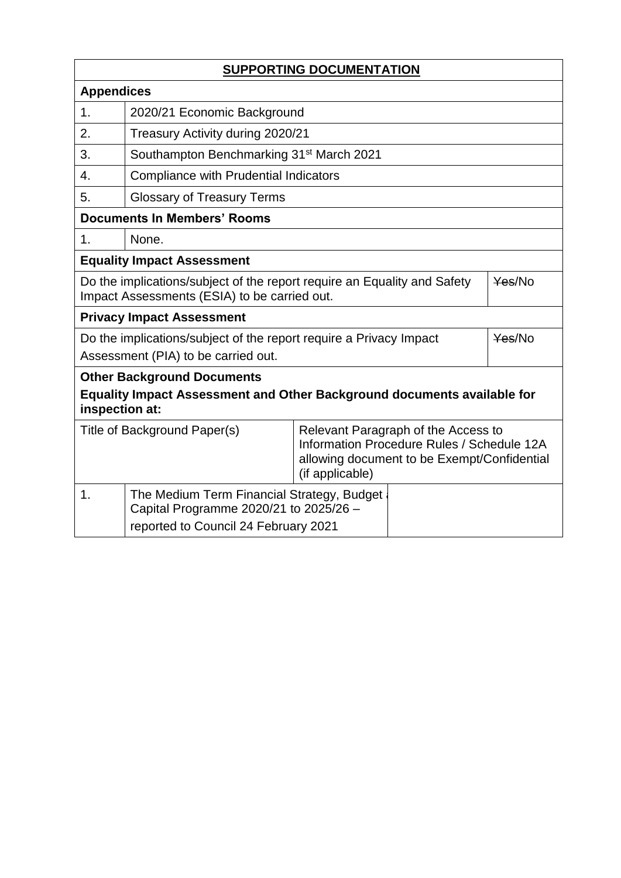| SUPPORTING DOCUMENTATION | | |
|---|---|---|
| **Appendices** | | |
| 1. | 2020/21 Economic Background | |
| 2. | Treasury Activity during 2020/21 | |
| 3. | Southampton Benchmarking 31st March 2021 | |
| 4. | Compliance with Prudential Indicators | |
| 5. | Glossary of Treasury Terms | |
| **Documents In Members' Rooms** | | |
| 1. | None. | |
| **Equality Impact Assessment** | | |
| Do the implications/subject of the report require an Equality and Safety Impact Assessments (ESIA) to be carried out. | | ~~Yes~~/No |
| **Privacy Impact Assessment** | | |
| Do the implications/subject of the report require a Privacy Impact Assessment (PIA) to be carried out. | | ~~Yes~~/No |
| **Other Background Documents** **Equality Impact Assessment and Other Background documents available for inspection at:** | | |
| Title of Background Paper(s) | Relevant Paragraph of the Access to Information Procedure Rules / Schedule 12A allowing document to be Exempt/Confidential (if applicable) | |
| 1. | The Medium Term Financial Strategy, Budget and Capital Programme 2020/21 to 2025/26 – reported to Council 24 February 2021 | |